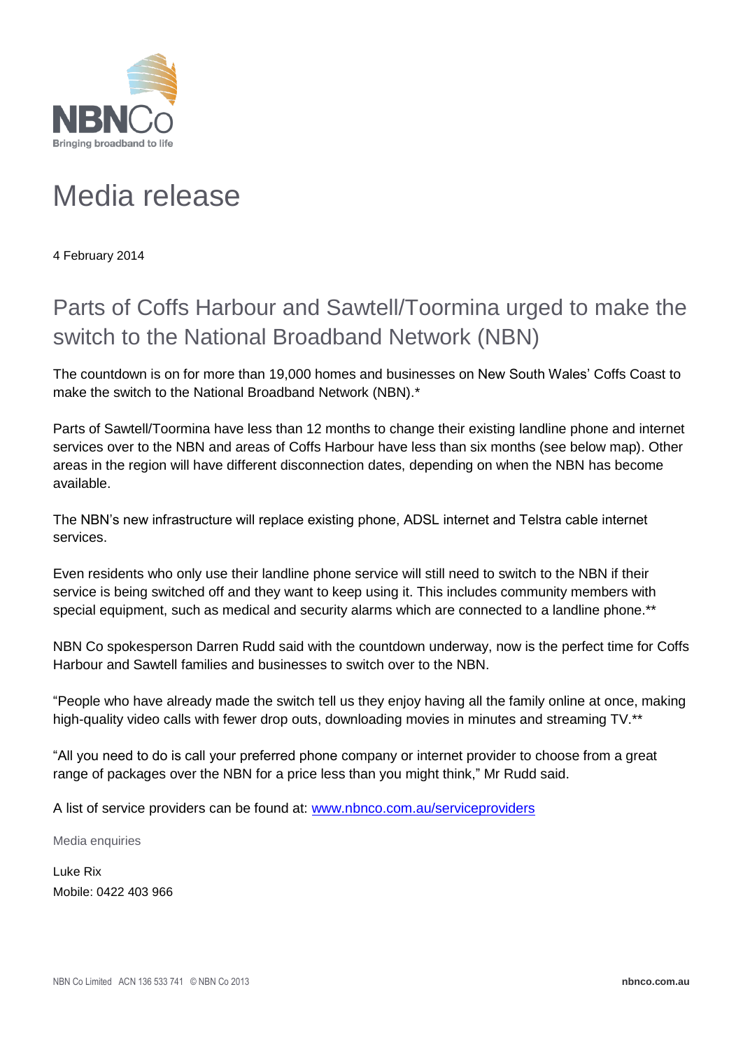NBNCo
Bringing broadband to life

# Media release

4 February 2014

## Parts of Coffs Harbour and Sawtell/Toormina urged to make the switch to the National Broadband Network (NBN)

The countdown is on for more than 19,000 homes and businesses on New South Wales' Coffs Coast to make the switch to the National Broadband Network (NBN).*

Parts of Sawtell/Toormina have less than 12 months to change their existing landline phone and internet services over to the NBN and areas of Coffs Harbour have less than six months (see below map). Other areas in the region will have different disconnection dates, depending on when the NBN has become available.

The NBN's new infrastructure will replace existing phone, ADSL internet and Telstra cable internet services.

Even residents who only use their landline phone service will still need to switch to the NBN if their service is being switched off and they want to keep using it. This includes community members with special equipment, such as medical and security alarms which are connected to a landline phone.**

NBN Co spokesperson Darren Rudd said with the countdown underway, now is the perfect time for Coffs Harbour and Sawtell families and businesses to switch over to the NBN.

"People who have already made the switch tell us they enjoy having all the family online at once, making high-quality video calls with fewer drop outs, downloading movies in minutes and streaming TV.**

"All you need to do is call your preferred phone company or internet provider to choose from a great range of packages over the NBN for a price less than you might think," Mr Rudd said.

A list of service providers can be found at: www.nbnco.com.au/serviceproviders

Media enquiries

Luke Rix
Mobile: 0422 403 966

NBN Co Limited ACN 136 533 741 © NBN Co 2013 nbnco.com.au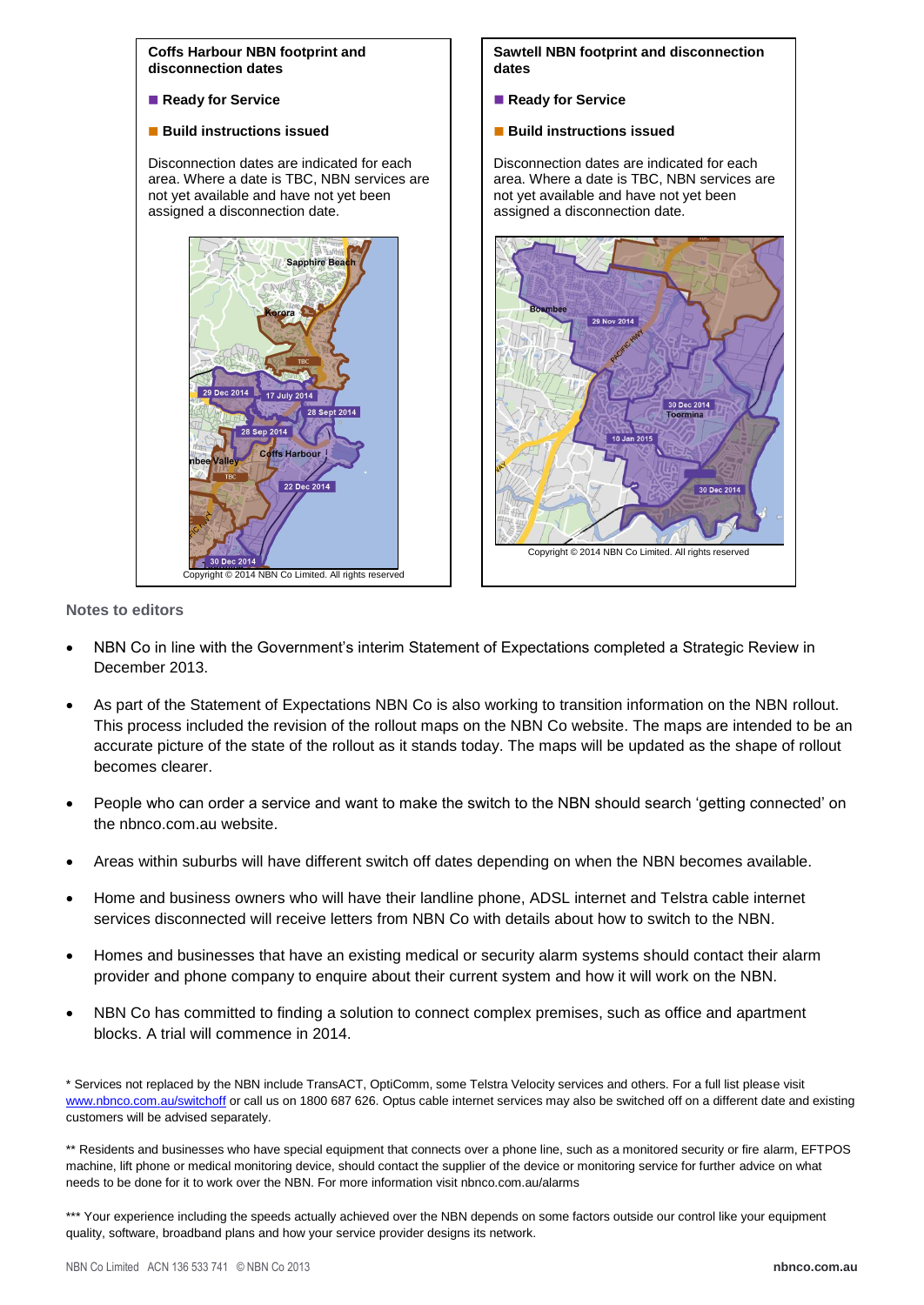**Coffs Harbour NBN footprint and disconnection dates**

■ **Ready for Service**

■ **Build instructions issued**

Disconnection dates are indicated for each area. Where a date is TBC, NBN services are not yet available and have not yet been assigned a disconnection date.

Sapphire Beach
Korora
TBC
29 Dec 2014
17 July 2014
28 Sept 2014
28 Sep 2014
Coffs Harbour
TBC
22 Dec 2014
30 Dec 2014

Copyright © 2014 NBN Co Limited. All rights reserved

**Sawtell NBN footprint and disconnection dates**

■ **Ready for Service**

■ **Build instructions issued**

Disconnection dates are indicated for each area. Where a date is TBC, NBN services are not yet available and have not yet been assigned a disconnection date.

Boambee
29 Nov 2014
PACIFIC HWY
30 Dec 2014
Toormina
10 Jan 2015
30 Dec 2014

Copyright © 2014 NBN Co Limited. All rights reserved

### Notes to editors

- NBN Co in line with the Government's interim Statement of Expectations completed a Strategic Review in December 2013.
- As part of the Statement of Expectations NBN Co is also working to transition information on the NBN rollout. This process included the revision of the rollout maps on the NBN Co website. The maps are intended to be an accurate picture of the state of the rollout as it stands today. The maps will be updated as the shape of rollout becomes clearer.
- People who can order a service and want to make the switch to the NBN should search 'getting connected' on the nbnco.com.au website.
- Areas within suburbs will have different switch off dates depending on when the NBN becomes available.
- Home and business owners who will have their landline phone, ADSL internet and Telstra cable internet services disconnected will receive letters from NBN Co with details about how to switch to the NBN.
- Homes and businesses that have an existing medical or security alarm systems should contact their alarm provider and phone company to enquire about their current system and how it will work on the NBN.
- NBN Co has committed to finding a solution to connect complex premises, such as office and apartment blocks. A trial will commence in 2014.

* Services not replaced by the NBN include TransACT, OptiComm, some Telstra Velocity services and others. For a full list please visit www.nbnco.com.au/switchoff or call us on 1800 687 626. Optus cable internet services may also be switched off on a different date and existing customers will be advised separately.

** Residents and businesses who have special equipment that connects over a phone line, such as a monitored security or fire alarm, EFTPOS machine, lift phone or medical monitoring device, should contact the supplier of the device or monitoring service for further advice on what needs to be done for it to work over the NBN. For more information visit nbnco.com.au/alarms

*** Your experience including the speeds actually achieved over the NBN depends on some factors outside our control like your equipment quality, software, broadband plans and how your service provider designs its network.